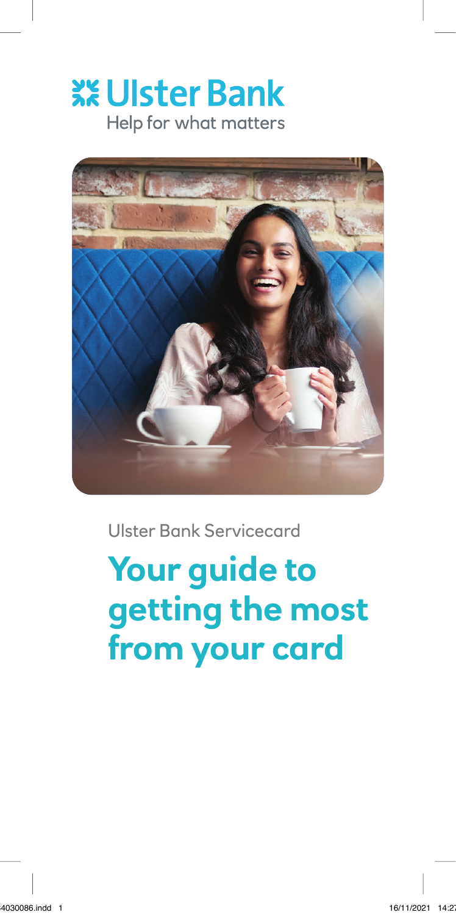Ulster Bank

Help for what matters

Ulster Bank Servicecard

# Your guide to getting the most from your card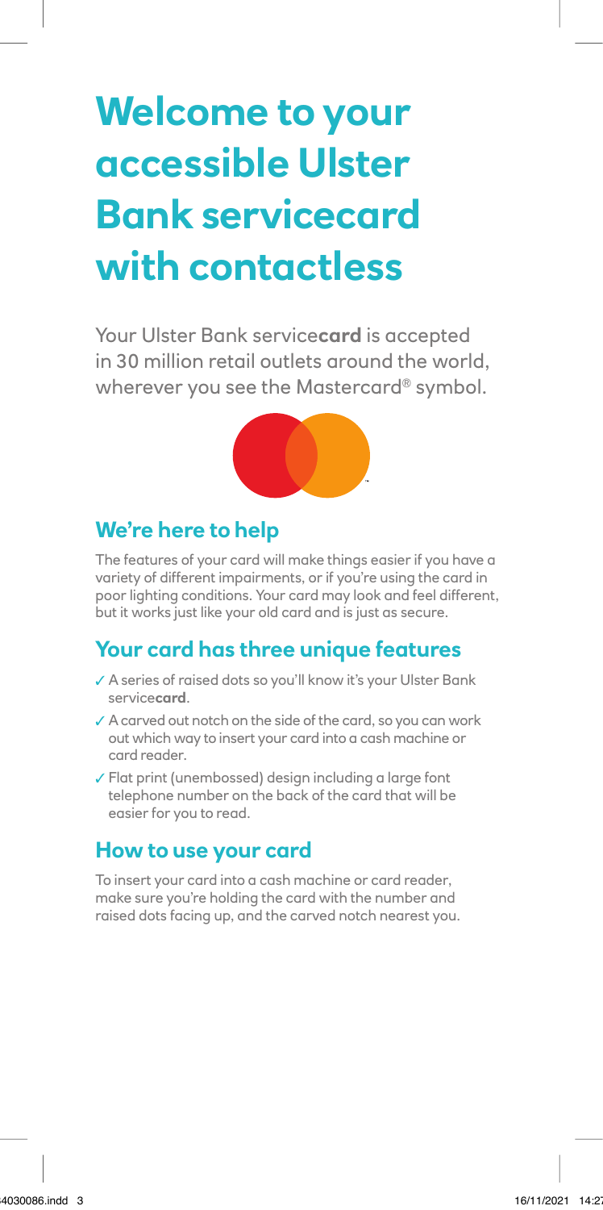# Welcome to your accessible Ulster Bank servicecard with contactless

Your Ulster Bank service**card** is accepted in 30 million retail outlets around the world, wherever you see the Mastercard® symbol.

## We're here to help

The features of your card will make things easier if you have a variety of different impairments, or if you're using the card in poor lighting conditions. Your card may look and feel different, but it works just like your old card and is just as secure.

## Your card has three unique features

- ✓ A series of raised dots so you'll know it's your Ulster Bank service**card**.
- ✓ A carved out notch on the side of the card, so you can work out which way to insert your card into a cash machine or card reader.
- ✓ Flat print (unembossed) design including a large font telephone number on the back of the card that will be easier for you to read.

## How to use your card

To insert your card into a cash machine or card reader, make sure you're holding the card with the number and raised dots facing up, and the carved notch nearest you.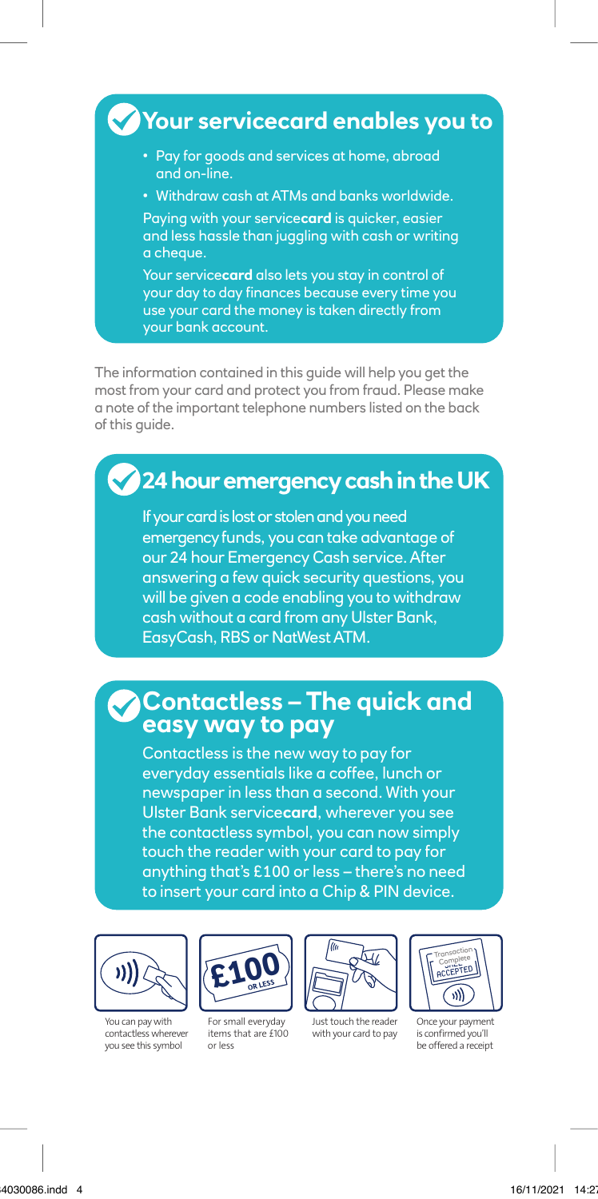## Your servicecard enables you to

- Pay for goods and services at home, abroad and on-line.
- Withdraw cash at ATMs and banks worldwide.

Paying with your service**card** is quicker, easier and less hassle than juggling with cash or writing a cheque.

Your service**card** also lets you stay in control of your day to day finances because every time you use your card the money is taken directly from your bank account.

The information contained in this guide will help you get the most from your card and protect you from fraud. Please make a note of the important telephone numbers listed on the back of this guide.

## 24 hour emergency cash in the UK

If your card is lost or stolen and you need emergency funds, you can take advantage of our 24 hour Emergency Cash service. After answering a few quick security questions, you will be given a code enabling you to withdraw cash without a card from any Ulster Bank, EasyCash, RBS or NatWest ATM.

## Contactless – The quick and easy way to pay

Contactless is the new way to pay for everyday essentials like a coffee, lunch or newspaper in less than a second. With your Ulster Bank service**card**, wherever you see the contactless symbol, you can now simply touch the reader with your card to pay for anything that's £100 or less – there's no need to insert your card into a Chip & PIN device.

You can pay with contactless wherever you see this symbol

£100 OR LESS

For small everyday items that are £100 or less

Just touch the reader with your card to pay

Transaction Complete ACCEPTED

Once your payment is confirmed you'll be offered a receipt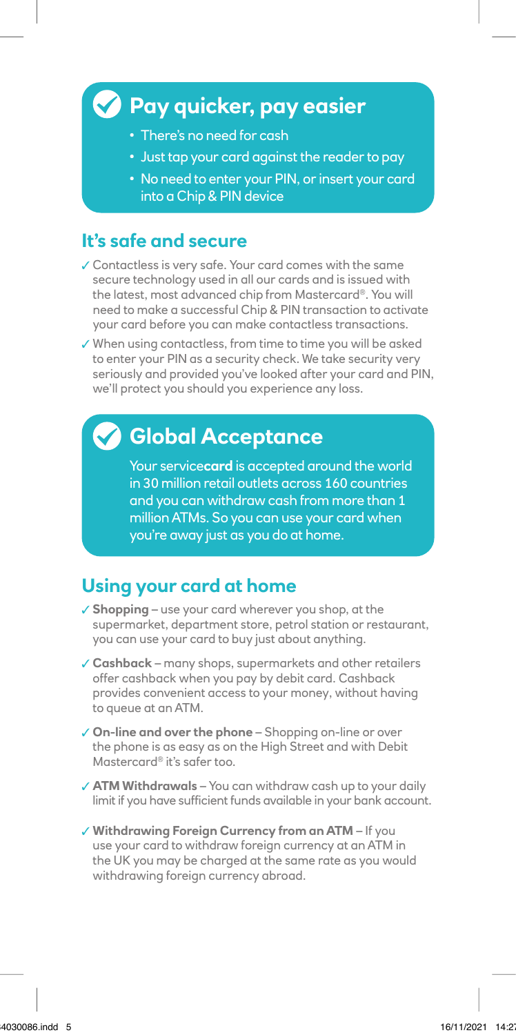## Pay quicker, pay easier

- There's no need for cash
- Just tap your card against the reader to pay
- No need to enter your PIN, or insert your card into a Chip & PIN device

## It's safe and secure

✓ Contactless is very safe. Your card comes with the same secure technology used in all our cards and is issued with the latest, most advanced chip from Mastercard®. You will need to make a successful Chip & PIN transaction to activate your card before you can make contactless transactions.

✓ When using contactless, from time to time you will be asked to enter your PIN as a security check. We take security very seriously and provided you've looked after your card and PIN, we'll protect you should you experience any loss.

## Global Acceptance

Your service**card** is accepted around the world in 30 million retail outlets across 160 countries and you can withdraw cash from more than 1 million ATMs. So you can use your card when you're away just as you do at home.

## Using your card at home

✓ **Shopping** – use your card wherever you shop, at the supermarket, department store, petrol station or restaurant, you can use your card to buy just about anything.

✓ **Cashback** – many shops, supermarkets and other retailers offer cashback when you pay by debit card. Cashback provides convenient access to your money, without having to queue at an ATM.

✓ **On-line and over the phone** – Shopping on-line or over the phone is as easy as on the High Street and with Debit Mastercard® it's safer too.

✓ **ATM Withdrawals** – You can withdraw cash up to your daily limit if you have sufficient funds available in your bank account.

✓ **Withdrawing Foreign Currency from an ATM** – If you use your card to withdraw foreign currency at an ATM in the UK you may be charged at the same rate as you would withdrawing foreign currency abroad.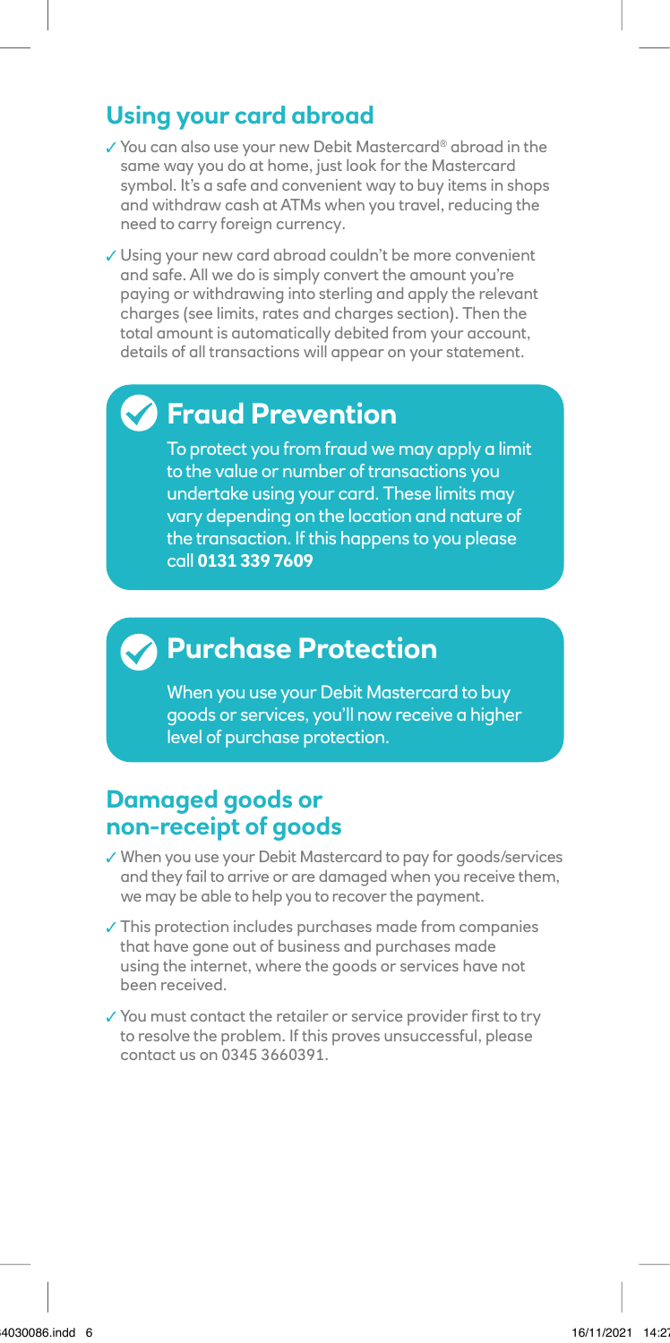## Using your card abroad

- ✓ You can also use your new Debit Mastercard® abroad in the same way you do at home, just look for the Mastercard symbol. It's a safe and convenient way to buy items in shops and withdraw cash at ATMs when you travel, reducing the need to carry foreign currency.
- ✓ Using your new card abroad couldn't be more convenient and safe. All we do is simply convert the amount you're paying or withdrawing into sterling and apply the relevant charges (see limits, rates and charges section). Then the total amount is automatically debited from your account, details of all transactions will appear on your statement.

## Fraud Prevention

To protect you from fraud we may apply a limit to the value or number of transactions you undertake using your card. These limits may vary depending on the location and nature of the transaction. If this happens to you please call **0131 339 7609**

## Purchase Protection

When you use your Debit Mastercard to buy goods or services, you'll now receive a higher level of purchase protection.

## Damaged goods or non-receipt of goods

- ✓ When you use your Debit Mastercard to pay for goods/services and they fail to arrive or are damaged when you receive them, we may be able to help you to recover the payment.
- ✓ This protection includes purchases made from companies that have gone out of business and purchases made using the internet, where the goods or services have not been received.
- ✓ You must contact the retailer or service provider first to try to resolve the problem. If this proves unsuccessful, please contact us on 0345 3660391.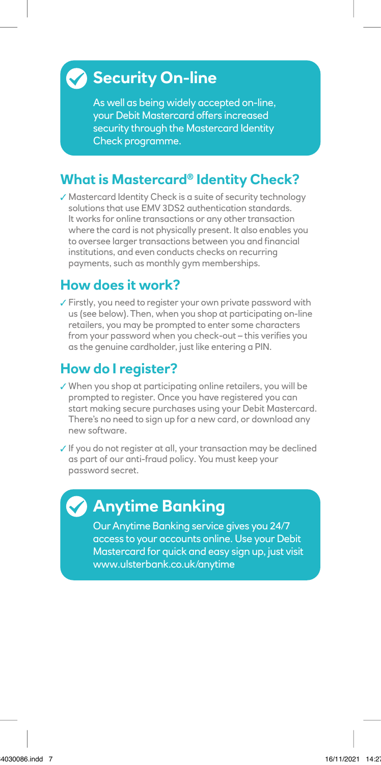## Security On-line

As well as being widely accepted on-line, your Debit Mastercard offers increased security through the Mastercard Identity Check programme.

### What is Mastercard® Identity Check?

✓ Mastercard Identity Check is a suite of security technology solutions that use EMV 3DS2 authentication standards. It works for online transactions or any other transaction where the card is not physically present. It also enables you to oversee larger transactions between you and financial institutions, and even conducts checks on recurring payments, such as monthly gym memberships.

### How does it work?

✓ Firstly, you need to register your own private password with us (see below). Then, when you shop at participating on-line retailers, you may be prompted to enter some characters from your password when you check-out – this verifies you as the genuine cardholder, just like entering a PIN.

### How do I register?

✓ When you shop at participating online retailers, you will be prompted to register. Once you have registered you can start making secure purchases using your Debit Mastercard. There's no need to sign up for a new card, or download any new software.

✓ If you do not register at all, your transaction may be declined as part of our anti-fraud policy. You must keep your password secret.

## Anytime Banking

Our Anytime Banking service gives you 24/7 access to your accounts online. Use your Debit Mastercard for quick and easy sign up, just visit www.ulsterbank.co.uk/anytime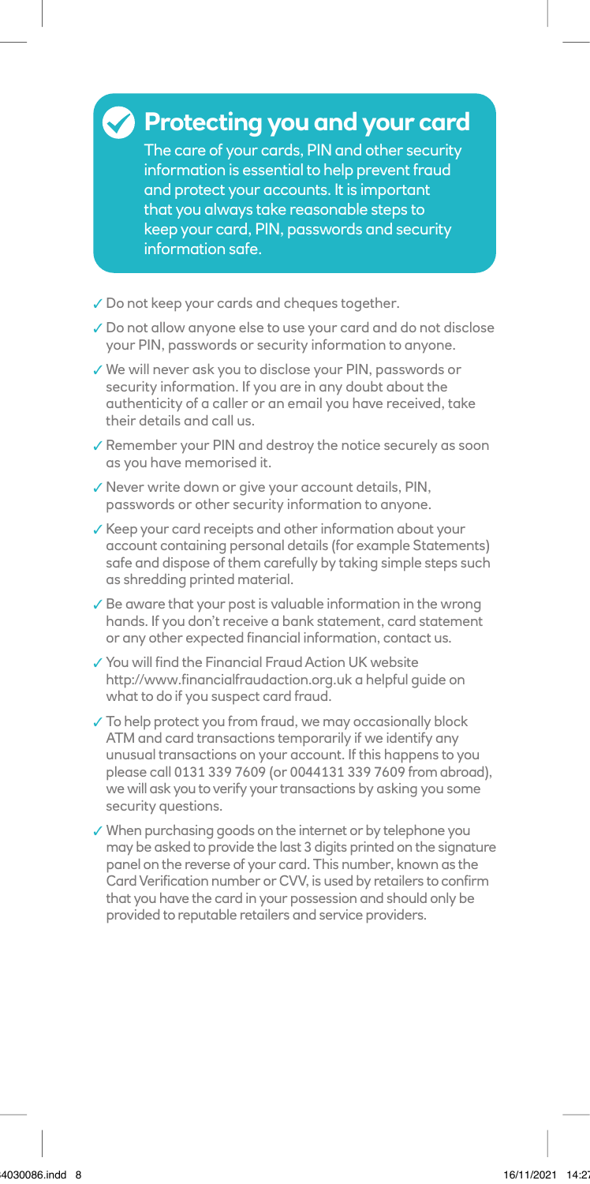## Protecting you and your card

The care of your cards, PIN and other security information is essential to help prevent fraud and protect your accounts. It is important that you always take reasonable steps to keep your card, PIN, passwords and security information safe.

- ✓ Do not keep your cards and cheques together.
- ✓ Do not allow anyone else to use your card and do not disclose your PIN, passwords or security information to anyone.
- ✓ We will never ask you to disclose your PIN, passwords or security information. If you are in any doubt about the authenticity of a caller or an email you have received, take their details and call us.
- ✓ Remember your PIN and destroy the notice securely as soon as you have memorised it.
- ✓ Never write down or give your account details, PIN, passwords or other security information to anyone.
- ✓ Keep your card receipts and other information about your account containing personal details (for example Statements) safe and dispose of them carefully by taking simple steps such as shredding printed material.
- ✓ Be aware that your post is valuable information in the wrong hands. If you don't receive a bank statement, card statement or any other expected financial information, contact us.
- ✓ You will find the Financial Fraud Action UK website http://www.financialfraudaction.org.uk a helpful guide on what to do if you suspect card fraud.
- ✓ To help protect you from fraud, we may occasionally block ATM and card transactions temporarily if we identify any unusual transactions on your account. If this happens to you please call 0131 339 7609 (or 0044131 339 7609 from abroad), we will ask you to verify your transactions by asking you some security questions.
- ✓ When purchasing goods on the internet or by telephone you may be asked to provide the last 3 digits printed on the signature panel on the reverse of your card. This number, known as the Card Verification number or CVV, is used by retailers to confirm that you have the card in your possession and should only be provided to reputable retailers and service providers.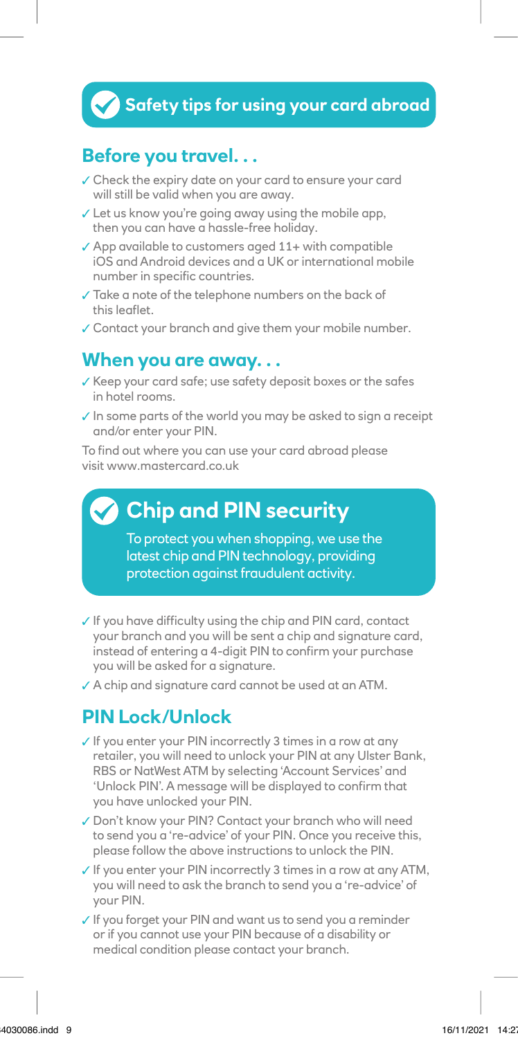## Safety tips for using your card abroad

### Before you travel. . .

- ✓ Check the expiry date on your card to ensure your card will still be valid when you are away.
- ✓ Let us know you're going away using the mobile app, then you can have a hassle-free holiday.
- ✓ App available to customers aged 11+ with compatible iOS and Android devices and a UK or international mobile number in specific countries.
- ✓ Take a note of the telephone numbers on the back of this leaflet.
- ✓ Contact your branch and give them your mobile number.

### When you are away. . .

- ✓ Keep your card safe; use safety deposit boxes or the safes in hotel rooms.
- ✓ In some parts of the world you may be asked to sign a receipt and/or enter your PIN.

To find out where you can use your card abroad please visit www.mastercard.co.uk

## Chip and PIN security

To protect you when shopping, we use the latest chip and PIN technology, providing protection against fraudulent activity.

- ✓ If you have difficulty using the chip and PIN card, contact your branch and you will be sent a chip and signature card, instead of entering a 4-digit PIN to confirm your purchase you will be asked for a signature.
- ✓ A chip and signature card cannot be used at an ATM.

### PIN Lock/Unlock

- ✓ If you enter your PIN incorrectly 3 times in a row at any retailer, you will need to unlock your PIN at any Ulster Bank, RBS or NatWest ATM by selecting 'Account Services' and 'Unlock PIN'. A message will be displayed to confirm that you have unlocked your PIN.
- ✓ Don't know your PIN? Contact your branch who will need to send you a 're-advice' of your PIN. Once you receive this, please follow the above instructions to unlock the PIN.
- ✓ If you enter your PIN incorrectly 3 times in a row at any ATM, you will need to ask the branch to send you a 're-advice' of your PIN.
- ✓ If you forget your PIN and want us to send you a reminder or if you cannot use your PIN because of a disability or medical condition please contact your branch.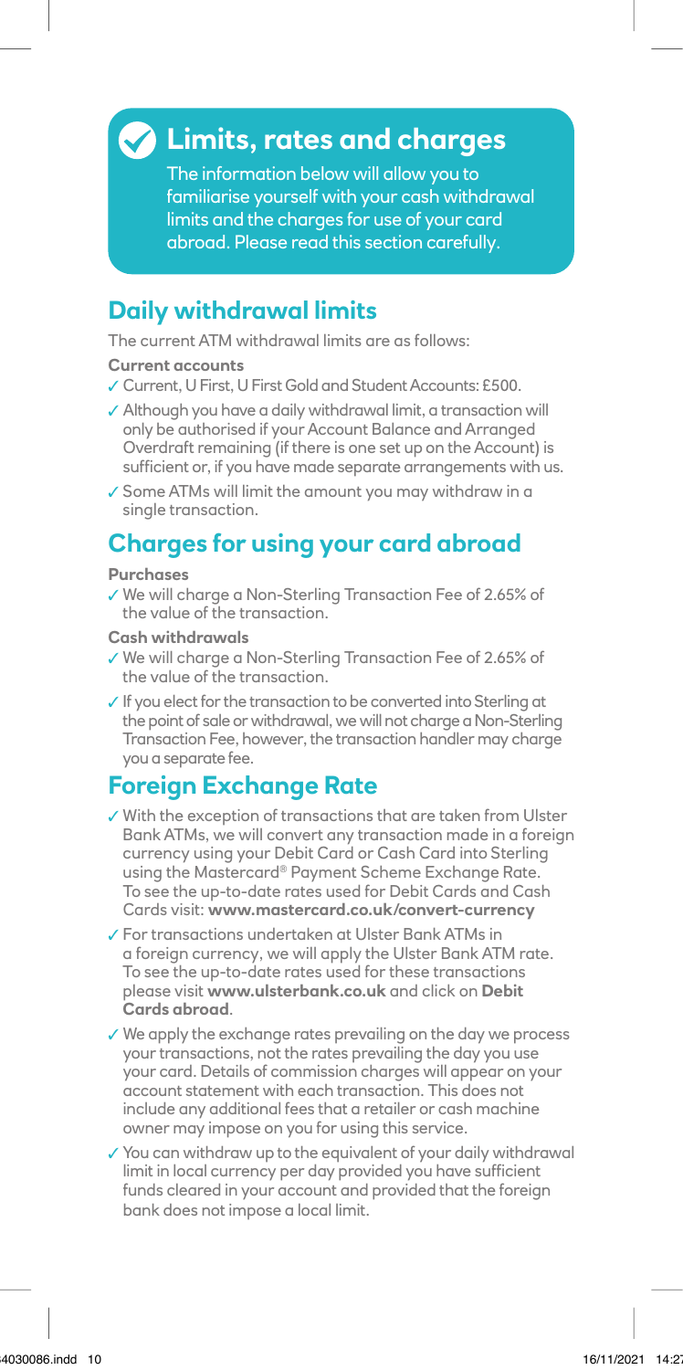## Limits, rates and charges

The information below will allow you to familiarise yourself with your cash withdrawal limits and the charges for use of your card abroad. Please read this section carefully.

## Daily withdrawal limits

The current ATM withdrawal limits are as follows:

**Current accounts**

- Current, U First, U First Gold and Student Accounts: £500.
- Although you have a daily withdrawal limit, a transaction will only be authorised if your Account Balance and Arranged Overdraft remaining (if there is one set up on the Account) is sufficient or, if you have made separate arrangements with us.
- Some ATMs will limit the amount you may withdraw in a single transaction.

## Charges for using your card abroad

**Purchases**

- We will charge a Non-Sterling Transaction Fee of 2.65% of the value of the transaction.

**Cash withdrawals**

- We will charge a Non-Sterling Transaction Fee of 2.65% of the value of the transaction.
- If you elect for the transaction to be converted into Sterling at the point of sale or withdrawal, we will not charge a Non-Sterling Transaction Fee, however, the transaction handler may charge you a separate fee.

## Foreign Exchange Rate

- With the exception of transactions that are taken from Ulster Bank ATMs, we will convert any transaction made in a foreign currency using your Debit Card or Cash Card into Sterling using the Mastercard® Payment Scheme Exchange Rate. To see the up-to-date rates used for Debit Cards and Cash Cards visit: **www.mastercard.co.uk/convert-currency**
- For transactions undertaken at Ulster Bank ATMs in a foreign currency, we will apply the Ulster Bank ATM rate. To see the up-to-date rates used for these transactions please visit **www.ulsterbank.co.uk** and click on **Debit Cards abroad**.
- We apply the exchange rates prevailing on the day we process your transactions, not the rates prevailing the day you use your card. Details of commission charges will appear on your account statement with each transaction. This does not include any additional fees that a retailer or cash machine owner may impose on you for using this service.
- You can withdraw up to the equivalent of your daily withdrawal limit in local currency per day provided you have sufficient funds cleared in your account and provided that the foreign bank does not impose a local limit.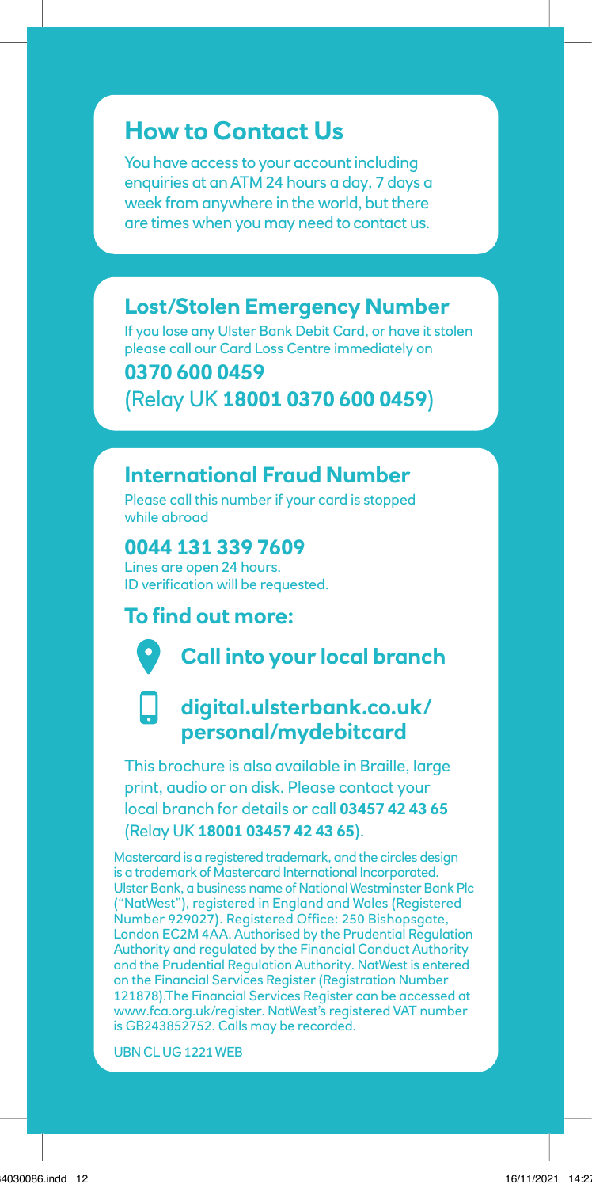## How to Contact Us

You have access to your account including enquiries at an ATM 24 hours a day, 7 days a week from anywhere in the world, but there are times when you may need to contact us.

### Lost/Stolen Emergency Number

If you lose any Ulster Bank Debit Card, or have it stolen please call our Card Loss Centre immediately on

**0370 600 0459**
(Relay UK **18001 0370 600 0459**)

### International Fraud Number

Please call this number if your card is stopped while abroad

**0044 131 339 7609**
Lines are open 24 hours.
ID verification will be requested.

### To find out more:

**Call into your local branch**

**digital.ulsterbank.co.uk/personal/mydebitcard**

This brochure is also available in Braille, large print, audio or on disk. Please contact your local branch for details or call **03457 42 43 65** (Relay UK **18001 03457 42 43 65**).

Mastercard is a registered trademark, and the circles design is a trademark of Mastercard International Incorporated. Ulster Bank, a business name of National Westminster Bank Plc ("NatWest"), registered in England and Wales (Registered Number 929027). Registered Office: 250 Bishopsgate, London EC2M 4AA. Authorised by the Prudential Regulation Authority and regulated by the Financial Conduct Authority and the Prudential Regulation Authority. NatWest is entered on the Financial Services Register (Registration Number 121878).The Financial Services Register can be accessed at www.fca.org.uk/register. NatWest's registered VAT number is GB243852752. Calls may be recorded.

UBN CL UG 1221 WEB